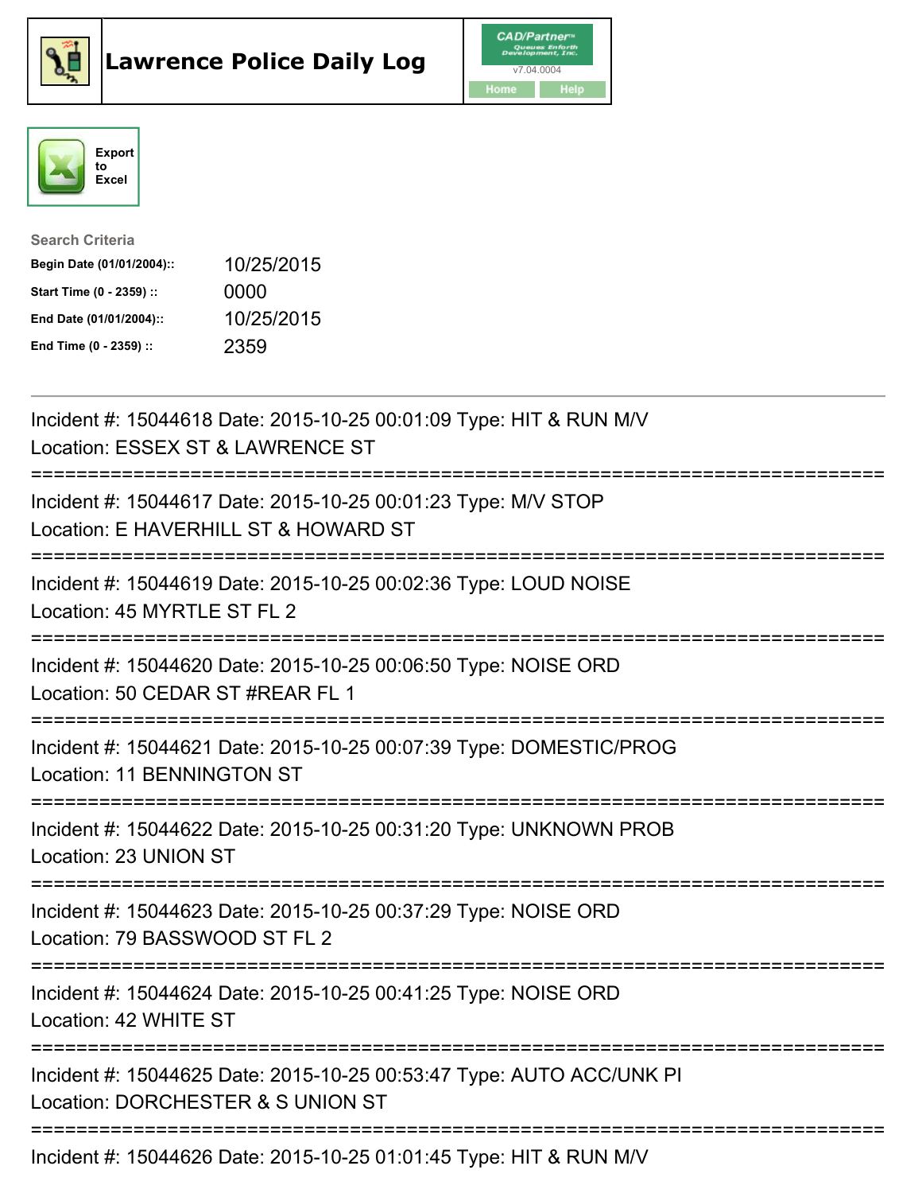# Lawrence Police Daily Log

CAD/Partner
v7.04.0004
Home Help

Export to Excel

**Search Criteria**

| | |
|---|---|
| **Begin Date (01/01/2004)::** | 10/25/2015 |
| **Start Time (0 - 2359) ::** | 0000 |
| **End Date (01/01/2004)::** | 10/25/2015 |
| **End Time (0 - 2359) ::** | 2359 |

---

Incident #: 15044618 Date: 2015-10-25 00:01:09 Type: HIT & RUN M/V
Location: ESSEX ST & LAWRENCE ST

===========================================================================

Incident #: 15044617 Date: 2015-10-25 00:01:23 Type: M/V STOP
Location: E HAVERHILL ST & HOWARD ST

===========================================================================

Incident #: 15044619 Date: 2015-10-25 00:02:36 Type: LOUD NOISE
Location: 45 MYRTLE ST FL 2

===========================================================================

Incident #: 15044620 Date: 2015-10-25 00:06:50 Type: NOISE ORD
Location: 50 CEDAR ST #REAR FL 1

===========================================================================

Incident #: 15044621 Date: 2015-10-25 00:07:39 Type: DOMESTIC/PROG
Location: 11 BENNINGTON ST

===========================================================================

Incident #: 15044622 Date: 2015-10-25 00:31:20 Type: UNKNOWN PROB
Location: 23 UNION ST

===========================================================================

Incident #: 15044623 Date: 2015-10-25 00:37:29 Type: NOISE ORD
Location: 79 BASSWOOD ST FL 2

===========================================================================

Incident #: 15044624 Date: 2015-10-25 00:41:25 Type: NOISE ORD
Location: 42 WHITE ST

===========================================================================

Incident #: 15044625 Date: 2015-10-25 00:53:47 Type: AUTO ACC/UNK PI
Location: DORCHESTER & S UNION ST

===========================================================================

Incident #: 15044626 Date: 2015-10-25 01:01:45 Type: HIT & RUN M/V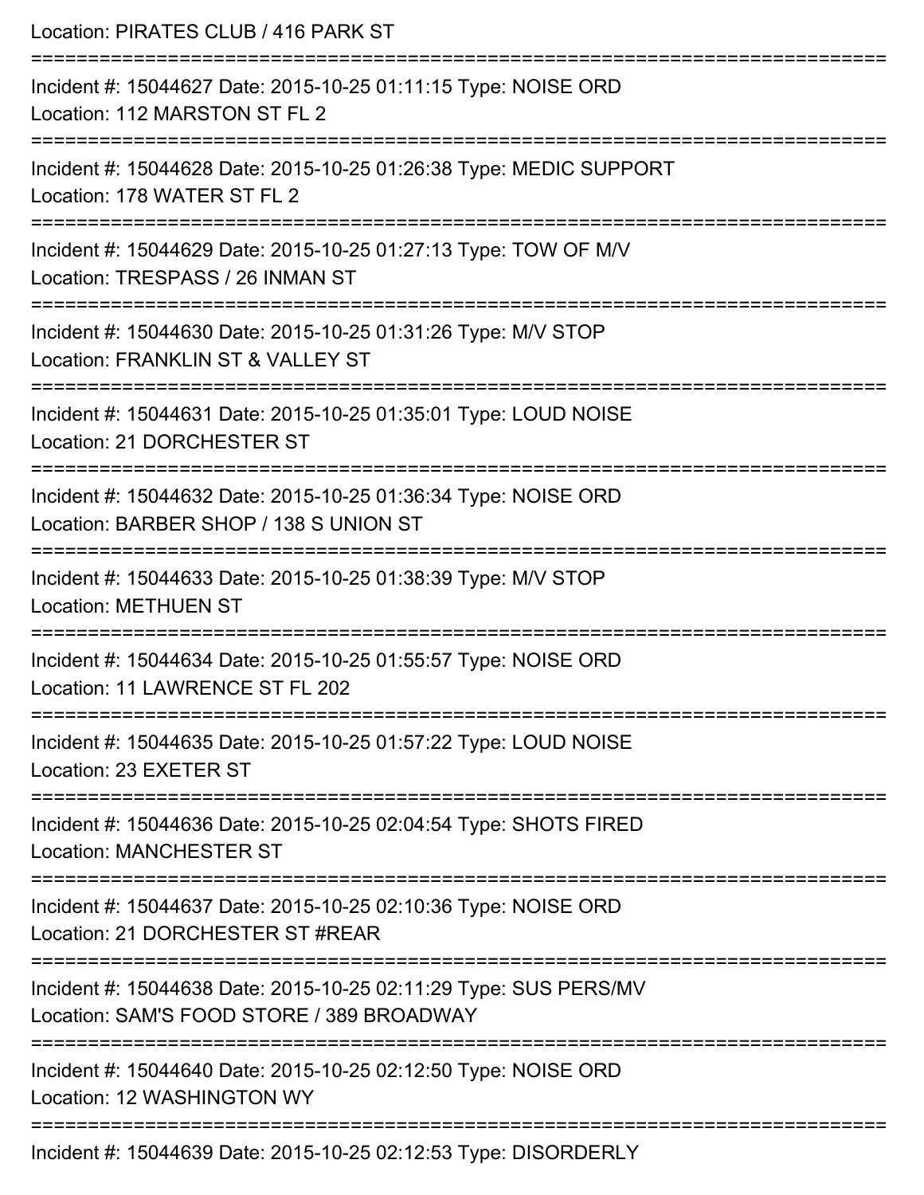Location: PIRATES CLUB / 416 PARK ST

===========================================================================

Incident #: 15044627 Date: 2015-10-25 01:11:15 Type: NOISE ORD
Location: 112 MARSTON ST FL 2

===========================================================================

Incident #: 15044628 Date: 2015-10-25 01:26:38 Type: MEDIC SUPPORT
Location: 178 WATER ST FL 2

===========================================================================

Incident #: 15044629 Date: 2015-10-25 01:27:13 Type: TOW OF M/V
Location: TRESPASS / 26 INMAN ST

===========================================================================

Incident #: 15044630 Date: 2015-10-25 01:31:26 Type: M/V STOP
Location: FRANKLIN ST & VALLEY ST

===========================================================================

Incident #: 15044631 Date: 2015-10-25 01:35:01 Type: LOUD NOISE
Location: 21 DORCHESTER ST

===========================================================================

Incident #: 15044632 Date: 2015-10-25 01:36:34 Type: NOISE ORD
Location: BARBER SHOP / 138 S UNION ST

===========================================================================

Incident #: 15044633 Date: 2015-10-25 01:38:39 Type: M/V STOP
Location: METHUEN ST

===========================================================================

Incident #: 15044634 Date: 2015-10-25 01:55:57 Type: NOISE ORD
Location: 11 LAWRENCE ST FL 202

===========================================================================

Incident #: 15044635 Date: 2015-10-25 01:57:22 Type: LOUD NOISE
Location: 23 EXETER ST

===========================================================================

Incident #: 15044636 Date: 2015-10-25 02:04:54 Type: SHOTS FIRED
Location: MANCHESTER ST

===========================================================================

Incident #: 15044637 Date: 2015-10-25 02:10:36 Type: NOISE ORD
Location: 21 DORCHESTER ST #REAR

===========================================================================

Incident #: 15044638 Date: 2015-10-25 02:11:29 Type: SUS PERS/MV
Location: SAM'S FOOD STORE / 389 BROADWAY

===========================================================================

Incident #: 15044640 Date: 2015-10-25 02:12:50 Type: NOISE ORD
Location: 12 WASHINGTON WY

===========================================================================

Incident #: 15044639 Date: 2015-10-25 02:12:53 Type: DISORDERLY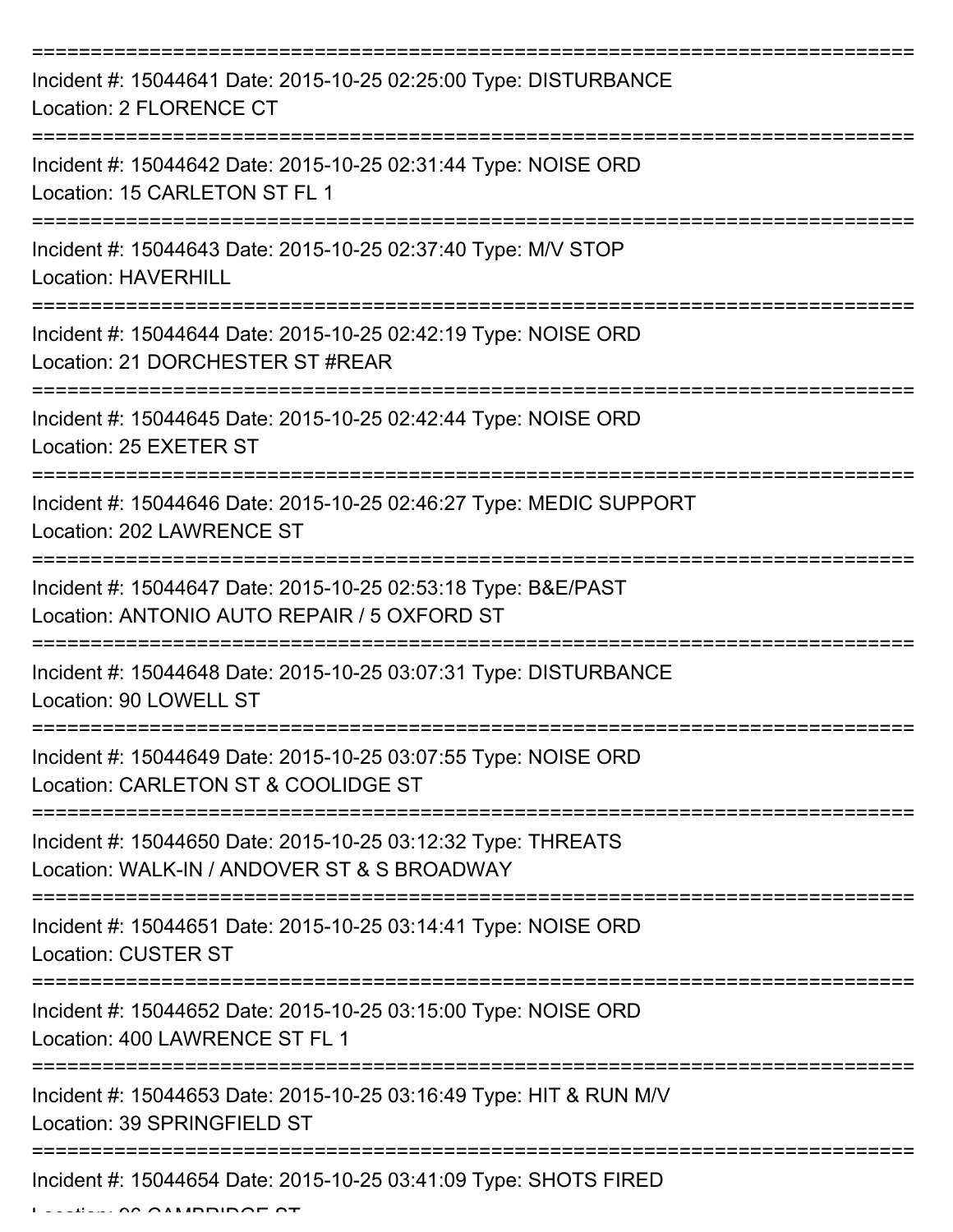===========================================================================
Incident #: 15044641 Date: 2015-10-25 02:25:00 Type: DISTURBANCE
Location: 2 FLORENCE CT
===========================================================================
Incident #: 15044642 Date: 2015-10-25 02:31:44 Type: NOISE ORD
Location: 15 CARLETON ST FL 1
===========================================================================
Incident #: 15044643 Date: 2015-10-25 02:37:40 Type: M/V STOP
Location: HAVERHILL
===========================================================================
Incident #: 15044644 Date: 2015-10-25 02:42:19 Type: NOISE ORD
Location: 21 DORCHESTER ST #REAR
===========================================================================
Incident #: 15044645 Date: 2015-10-25 02:42:44 Type: NOISE ORD
Location: 25 EXETER ST
===========================================================================
Incident #: 15044646 Date: 2015-10-25 02:46:27 Type: MEDIC SUPPORT
Location: 202 LAWRENCE ST
===========================================================================
Incident #: 15044647 Date: 2015-10-25 02:53:18 Type: B&E/PAST
Location: ANTONIO AUTO REPAIR / 5 OXFORD ST
===========================================================================
Incident #: 15044648 Date: 2015-10-25 03:07:31 Type: DISTURBANCE
Location: 90 LOWELL ST
===========================================================================
Incident #: 15044649 Date: 2015-10-25 03:07:55 Type: NOISE ORD
Location: CARLETON ST & COOLIDGE ST
===========================================================================
Incident #: 15044650 Date: 2015-10-25 03:12:32 Type: THREATS
Location: WALK-IN / ANDOVER ST & S BROADWAY
===========================================================================
Incident #: 15044651 Date: 2015-10-25 03:14:41 Type: NOISE ORD
Location: CUSTER ST
===========================================================================
Incident #: 15044652 Date: 2015-10-25 03:15:00 Type: NOISE ORD
Location: 400 LAWRENCE ST FL 1
===========================================================================
Incident #: 15044653 Date: 2015-10-25 03:16:49 Type: HIT & RUN M/V
Location: 39 SPRINGFIELD ST
===========================================================================
Incident #: 15044654 Date: 2015-10-25 03:41:09 Type: SHOTS FIRED
Location: 96 CAMBRIDGE ST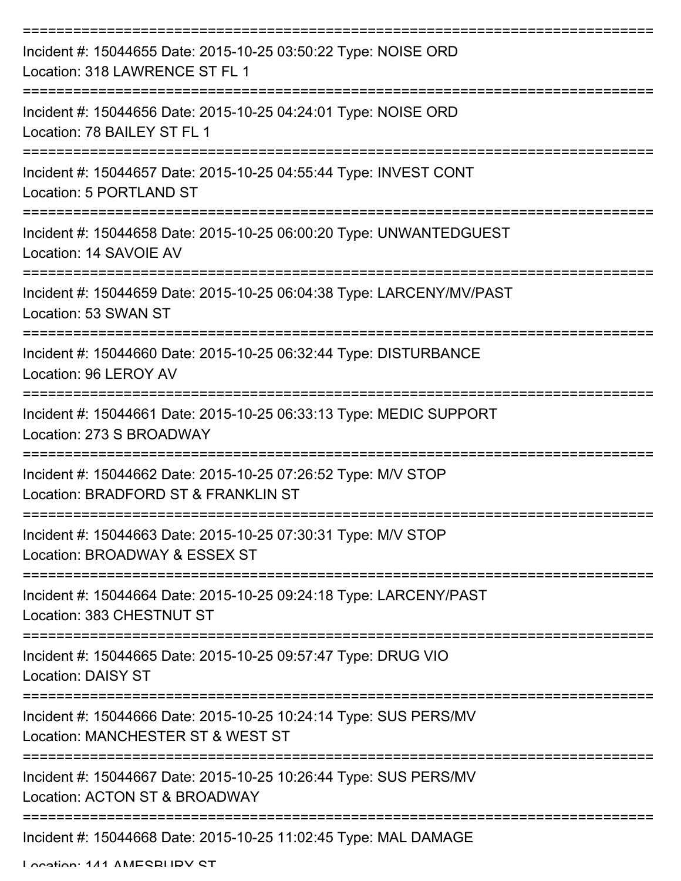===========================================================================

Incident #: 15044655 Date: 2015-10-25 03:50:22 Type: NOISE ORD
Location: 318 LAWRENCE ST FL 1

===========================================================================

Incident #: 15044656 Date: 2015-10-25 04:24:01 Type: NOISE ORD
Location: 78 BAILEY ST FL 1

===========================================================================

Incident #: 15044657 Date: 2015-10-25 04:55:44 Type: INVEST CONT
Location: 5 PORTLAND ST

===========================================================================

Incident #: 15044658 Date: 2015-10-25 06:00:20 Type: UNWANTEDGUEST
Location: 14 SAVOIE AV

===========================================================================

Incident #: 15044659 Date: 2015-10-25 06:04:38 Type: LARCENY/MV/PAST
Location: 53 SWAN ST

===========================================================================

Incident #: 15044660 Date: 2015-10-25 06:32:44 Type: DISTURBANCE
Location: 96 LEROY AV

===========================================================================

Incident #: 15044661 Date: 2015-10-25 06:33:13 Type: MEDIC SUPPORT
Location: 273 S BROADWAY

===========================================================================

Incident #: 15044662 Date: 2015-10-25 07:26:52 Type: M/V STOP
Location: BRADFORD ST & FRANKLIN ST

===========================================================================

Incident #: 15044663 Date: 2015-10-25 07:30:31 Type: M/V STOP
Location: BROADWAY & ESSEX ST

===========================================================================

Incident #: 15044664 Date: 2015-10-25 09:24:18 Type: LARCENY/PAST
Location: 383 CHESTNUT ST

===========================================================================

Incident #: 15044665 Date: 2015-10-25 09:57:47 Type: DRUG VIO
Location: DAISY ST

===========================================================================

Incident #: 15044666 Date: 2015-10-25 10:24:14 Type: SUS PERS/MV
Location: MANCHESTER ST & WEST ST

===========================================================================

Incident #: 15044667 Date: 2015-10-25 10:26:44 Type: SUS PERS/MV
Location: ACTON ST & BROADWAY

===========================================================================

Incident #: 15044668 Date: 2015-10-25 11:02:45 Type: MAL DAMAGE
Location: 141 AMESBURY ST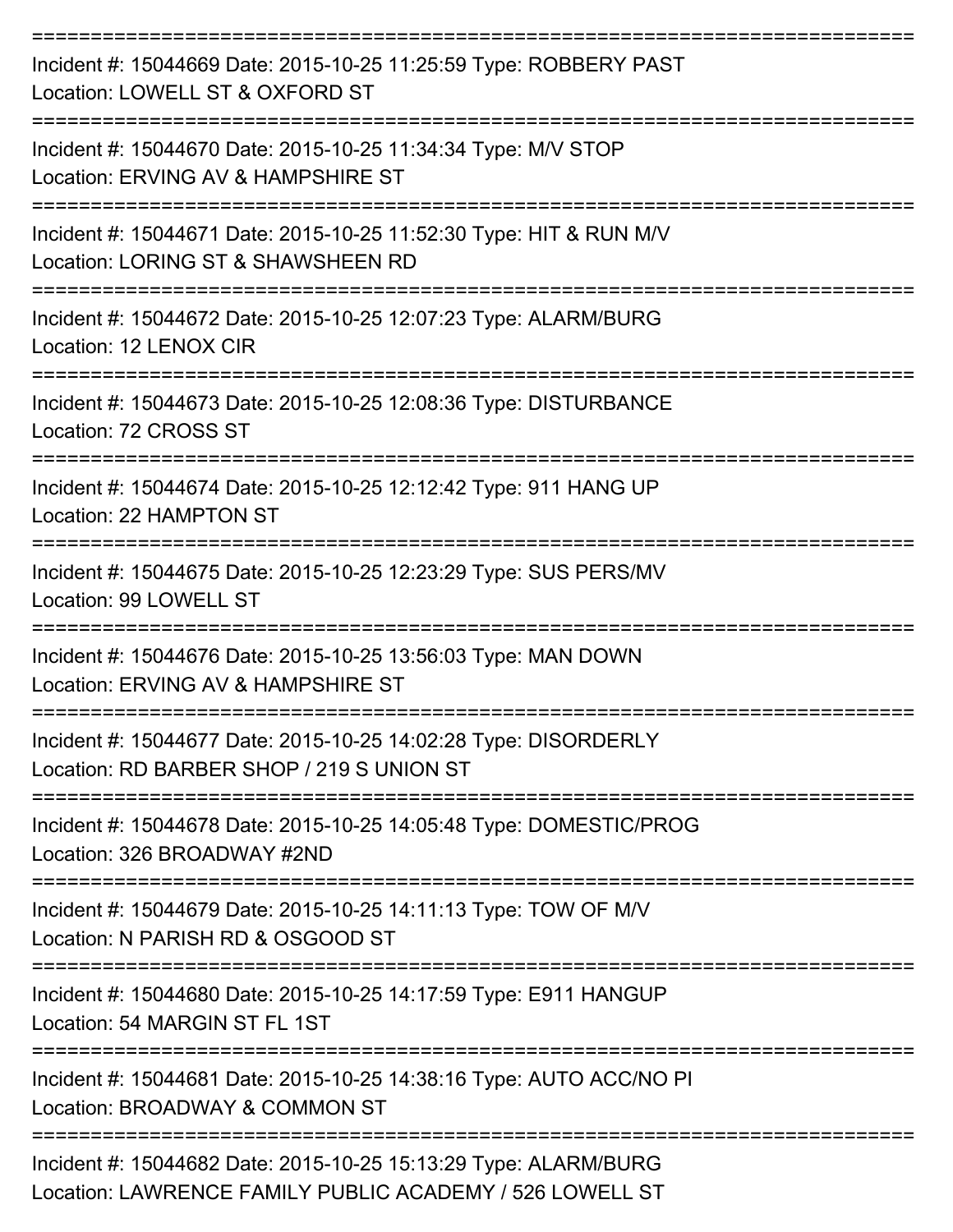===========================================================================

Incident #: 15044669 Date: 2015-10-25 11:25:59 Type: ROBBERY PAST
Location: LOWELL ST & OXFORD ST

===========================================================================

Incident #: 15044670 Date: 2015-10-25 11:34:34 Type: M/V STOP
Location: ERVING AV & HAMPSHIRE ST

===========================================================================

Incident #: 15044671 Date: 2015-10-25 11:52:30 Type: HIT & RUN M/V
Location: LORING ST & SHAWSHEEN RD

===========================================================================

Incident #: 15044672 Date: 2015-10-25 12:07:23 Type: ALARM/BURG
Location: 12 LENOX CIR

===========================================================================

Incident #: 15044673 Date: 2015-10-25 12:08:36 Type: DISTURBANCE
Location: 72 CROSS ST

===========================================================================

Incident #: 15044674 Date: 2015-10-25 12:12:42 Type: 911 HANG UP
Location: 22 HAMPTON ST

===========================================================================

Incident #: 15044675 Date: 2015-10-25 12:23:29 Type: SUS PERS/MV
Location: 99 LOWELL ST

===========================================================================

Incident #: 15044676 Date: 2015-10-25 13:56:03 Type: MAN DOWN
Location: ERVING AV & HAMPSHIRE ST

===========================================================================

Incident #: 15044677 Date: 2015-10-25 14:02:28 Type: DISORDERLY
Location: RD BARBER SHOP / 219 S UNION ST

===========================================================================

Incident #: 15044678 Date: 2015-10-25 14:05:48 Type: DOMESTIC/PROG
Location: 326 BROADWAY #2ND

===========================================================================

Incident #: 15044679 Date: 2015-10-25 14:11:13 Type: TOW OF M/V
Location: N PARISH RD & OSGOOD ST

===========================================================================

Incident #: 15044680 Date: 2015-10-25 14:17:59 Type: E911 HANGUP
Location: 54 MARGIN ST FL 1ST

===========================================================================

Incident #: 15044681 Date: 2015-10-25 14:38:16 Type: AUTO ACC/NO PI
Location: BROADWAY & COMMON ST

===========================================================================

Incident #: 15044682 Date: 2015-10-25 15:13:29 Type: ALARM/BURG
Location: LAWRENCE FAMILY PUBLIC ACADEMY / 526 LOWELL ST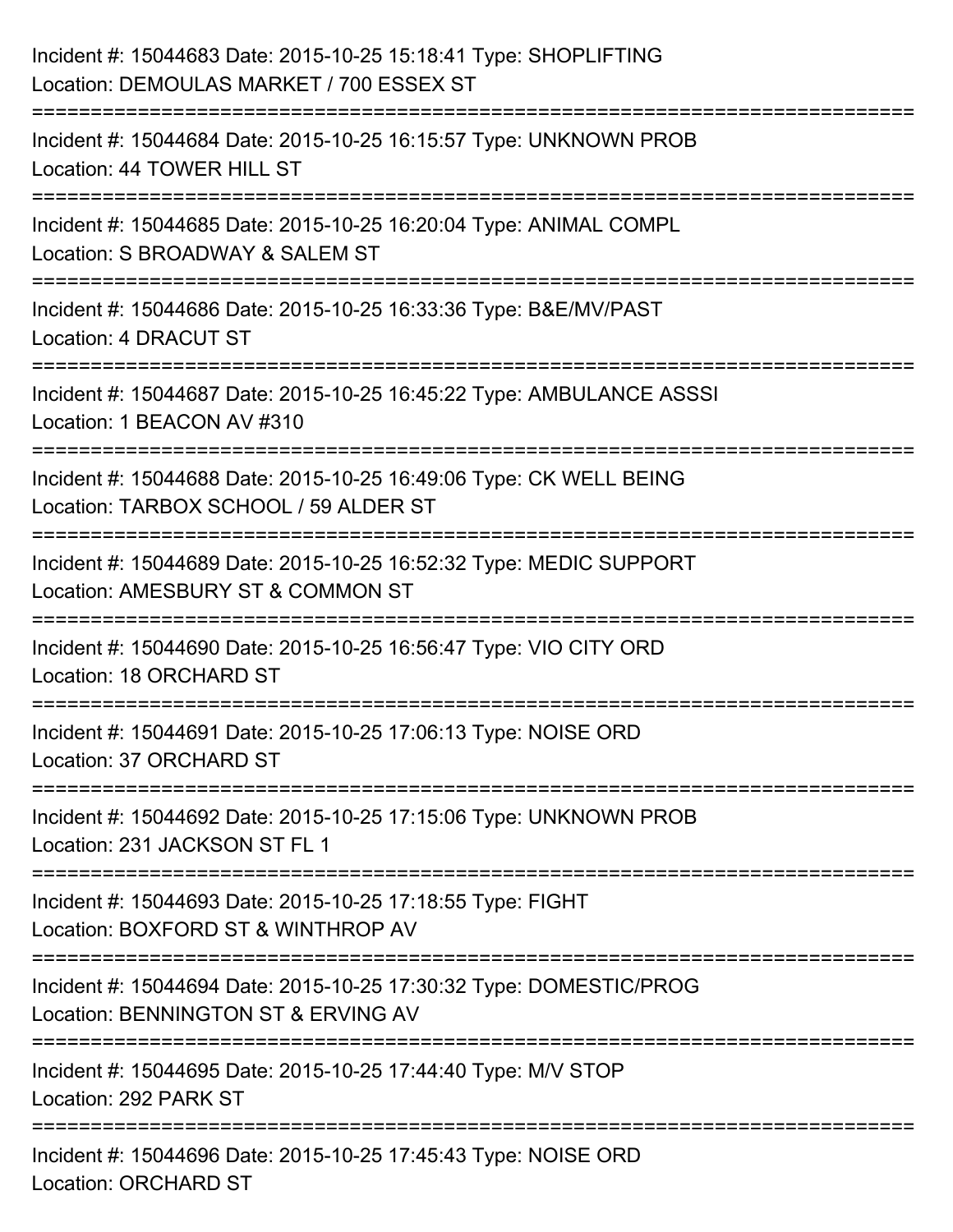Incident #: 15044683 Date: 2015-10-25 15:18:41 Type: SHOPLIFTING
Location: DEMOULAS MARKET / 700 ESSEX ST

===========================================================================

Incident #: 15044684 Date: 2015-10-25 16:15:57 Type: UNKNOWN PROB
Location: 44 TOWER HILL ST

===========================================================================

Incident #: 15044685 Date: 2015-10-25 16:20:04 Type: ANIMAL COMPL
Location: S BROADWAY & SALEM ST

===========================================================================

Incident #: 15044686 Date: 2015-10-25 16:33:36 Type: B&E/MV/PAST
Location: 4 DRACUT ST

===========================================================================

Incident #: 15044687 Date: 2015-10-25 16:45:22 Type: AMBULANCE ASSSI
Location: 1 BEACON AV #310

===========================================================================

Incident #: 15044688 Date: 2015-10-25 16:49:06 Type: CK WELL BEING
Location: TARBOX SCHOOL / 59 ALDER ST

===========================================================================

Incident #: 15044689 Date: 2015-10-25 16:52:32 Type: MEDIC SUPPORT
Location: AMESBURY ST & COMMON ST

===========================================================================

Incident #: 15044690 Date: 2015-10-25 16:56:47 Type: VIO CITY ORD
Location: 18 ORCHARD ST

===========================================================================

Incident #: 15044691 Date: 2015-10-25 17:06:13 Type: NOISE ORD
Location: 37 ORCHARD ST

===========================================================================

Incident #: 15044692 Date: 2015-10-25 17:15:06 Type: UNKNOWN PROB
Location: 231 JACKSON ST FL 1

===========================================================================

Incident #: 15044693 Date: 2015-10-25 17:18:55 Type: FIGHT
Location: BOXFORD ST & WINTHROP AV

===========================================================================

Incident #: 15044694 Date: 2015-10-25 17:30:32 Type: DOMESTIC/PROG
Location: BENNINGTON ST & ERVING AV

===========================================================================

Incident #: 15044695 Date: 2015-10-25 17:44:40 Type: M/V STOP
Location: 292 PARK ST

===========================================================================

Incident #: 15044696 Date: 2015-10-25 17:45:43 Type: NOISE ORD
Location: ORCHARD ST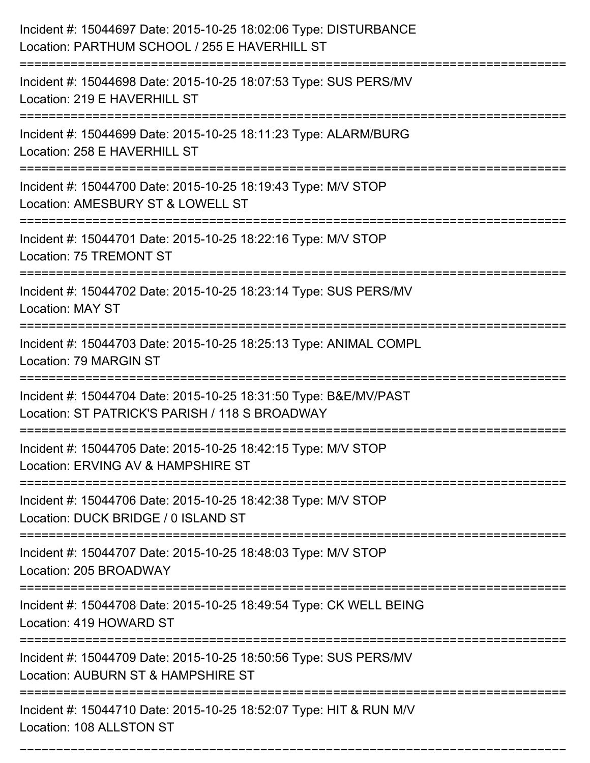Incident #: 15044697 Date: 2015-10-25 18:02:06 Type: DISTURBANCE
Location: PARTHUM SCHOOL / 255 E HAVERHILL ST

===========================================================================

Incident #: 15044698 Date: 2015-10-25 18:07:53 Type: SUS PERS/MV
Location: 219 E HAVERHILL ST

===========================================================================

Incident #: 15044699 Date: 2015-10-25 18:11:23 Type: ALARM/BURG
Location: 258 E HAVERHILL ST

===========================================================================

Incident #: 15044700 Date: 2015-10-25 18:19:43 Type: M/V STOP
Location: AMESBURY ST & LOWELL ST

===========================================================================

Incident #: 15044701 Date: 2015-10-25 18:22:16 Type: M/V STOP
Location: 75 TREMONT ST

===========================================================================

Incident #: 15044702 Date: 2015-10-25 18:23:14 Type: SUS PERS/MV
Location: MAY ST

===========================================================================

Incident #: 15044703 Date: 2015-10-25 18:25:13 Type: ANIMAL COMPL
Location: 79 MARGIN ST

===========================================================================

Incident #: 15044704 Date: 2015-10-25 18:31:50 Type: B&E/MV/PAST
Location: ST PATRICK'S PARISH / 118 S BROADWAY

===========================================================================

Incident #: 15044705 Date: 2015-10-25 18:42:15 Type: M/V STOP
Location: ERVING AV & HAMPSHIRE ST

===========================================================================

Incident #: 15044706 Date: 2015-10-25 18:42:38 Type: M/V STOP
Location: DUCK BRIDGE / 0 ISLAND ST

===========================================================================

Incident #: 15044707 Date: 2015-10-25 18:48:03 Type: M/V STOP
Location: 205 BROADWAY

===========================================================================

Incident #: 15044708 Date: 2015-10-25 18:49:54 Type: CK WELL BEING
Location: 419 HOWARD ST

===========================================================================

Incident #: 15044709 Date: 2015-10-25 18:50:56 Type: SUS PERS/MV
Location: AUBURN ST & HAMPSHIRE ST

===========================================================================

Incident #: 15044710 Date: 2015-10-25 18:52:07 Type: HIT & RUN M/V
Location: 108 ALLSTON ST

===========================================================================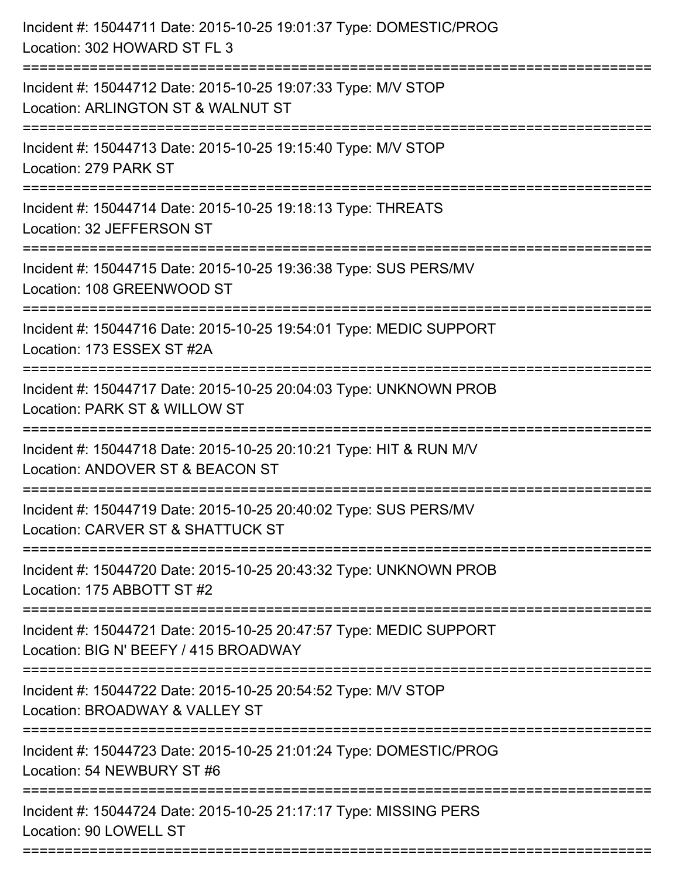Incident #: 15044711 Date: 2015-10-25 19:01:37 Type: DOMESTIC/PROG
Location: 302 HOWARD ST FL 3

===========================================================================

Incident #: 15044712 Date: 2015-10-25 19:07:33 Type: M/V STOP
Location: ARLINGTON ST & WALNUT ST

===========================================================================

Incident #: 15044713 Date: 2015-10-25 19:15:40 Type: M/V STOP
Location: 279 PARK ST

===========================================================================

Incident #: 15044714 Date: 2015-10-25 19:18:13 Type: THREATS
Location: 32 JEFFERSON ST

===========================================================================

Incident #: 15044715 Date: 2015-10-25 19:36:38 Type: SUS PERS/MV
Location: 108 GREENWOOD ST

===========================================================================

Incident #: 15044716 Date: 2015-10-25 19:54:01 Type: MEDIC SUPPORT
Location: 173 ESSEX ST #2A

===========================================================================

Incident #: 15044717 Date: 2015-10-25 20:04:03 Type: UNKNOWN PROB
Location: PARK ST & WILLOW ST

===========================================================================

Incident #: 15044718 Date: 2015-10-25 20:10:21 Type: HIT & RUN M/V
Location: ANDOVER ST & BEACON ST

===========================================================================

Incident #: 15044719 Date: 2015-10-25 20:40:02 Type: SUS PERS/MV
Location: CARVER ST & SHATTUCK ST

===========================================================================

Incident #: 15044720 Date: 2015-10-25 20:43:32 Type: UNKNOWN PROB
Location: 175 ABBOTT ST #2

===========================================================================

Incident #: 15044721 Date: 2015-10-25 20:47:57 Type: MEDIC SUPPORT
Location: BIG N' BEEFY / 415 BROADWAY

===========================================================================

Incident #: 15044722 Date: 2015-10-25 20:54:52 Type: M/V STOP
Location: BROADWAY & VALLEY ST

===========================================================================

Incident #: 15044723 Date: 2015-10-25 21:01:24 Type: DOMESTIC/PROG
Location: 54 NEWBURY ST #6

===========================================================================

Incident #: 15044724 Date: 2015-10-25 21:17:17 Type: MISSING PERS
Location: 90 LOWELL ST

===========================================================================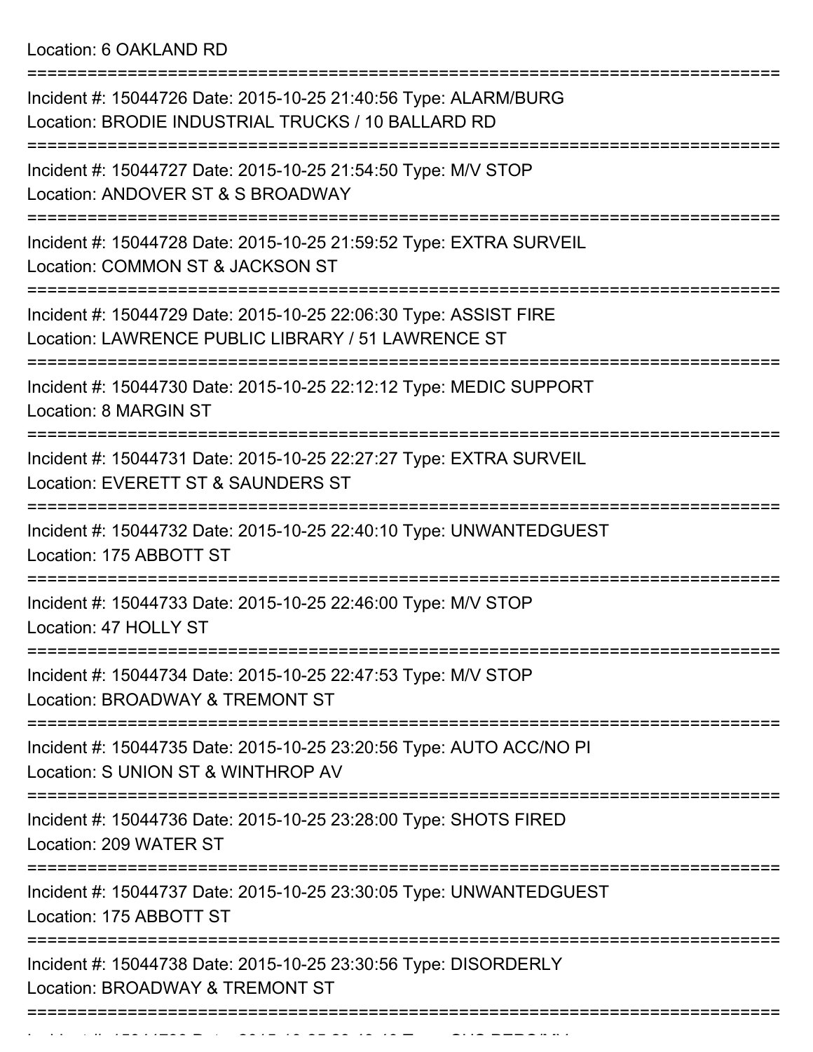Location: 6 OAKLAND RD

===========================================================================

Incident #: 15044726 Date: 2015-10-25 21:40:56 Type: ALARM/BURG
Location: BRODIE INDUSTRIAL TRUCKS / 10 BALLARD RD

===========================================================================

Incident #: 15044727 Date: 2015-10-25 21:54:50 Type: M/V STOP
Location: ANDOVER ST & S BROADWAY

===========================================================================

Incident #: 15044728 Date: 2015-10-25 21:59:52 Type: EXTRA SURVEIL
Location: COMMON ST & JACKSON ST

===========================================================================

Incident #: 15044729 Date: 2015-10-25 22:06:30 Type: ASSIST FIRE
Location: LAWRENCE PUBLIC LIBRARY / 51 LAWRENCE ST

===========================================================================

Incident #: 15044730 Date: 2015-10-25 22:12:12 Type: MEDIC SUPPORT
Location: 8 MARGIN ST

===========================================================================

Incident #: 15044731 Date: 2015-10-25 22:27:27 Type: EXTRA SURVEIL
Location: EVERETT ST & SAUNDERS ST

===========================================================================

Incident #: 15044732 Date: 2015-10-25 22:40:10 Type: UNWANTEDGUEST
Location: 175 ABBOTT ST

===========================================================================

Incident #: 15044733 Date: 2015-10-25 22:46:00 Type: M/V STOP
Location: 47 HOLLY ST

===========================================================================

Incident #: 15044734 Date: 2015-10-25 22:47:53 Type: M/V STOP
Location: BROADWAY & TREMONT ST

===========================================================================

Incident #: 15044735 Date: 2015-10-25 23:20:56 Type: AUTO ACC/NO PI
Location: S UNION ST & WINTHROP AV

===========================================================================

Incident #: 15044736 Date: 2015-10-25 23:28:00 Type: SHOTS FIRED
Location: 209 WATER ST

===========================================================================

Incident #: 15044737 Date: 2015-10-25 23:30:05 Type: UNWANTEDGUEST
Location: 175 ABBOTT ST

===========================================================================

Incident #: 15044738 Date: 2015-10-25 23:30:56 Type: DISORDERLY
Location: BROADWAY & TREMONT ST

===========================================================================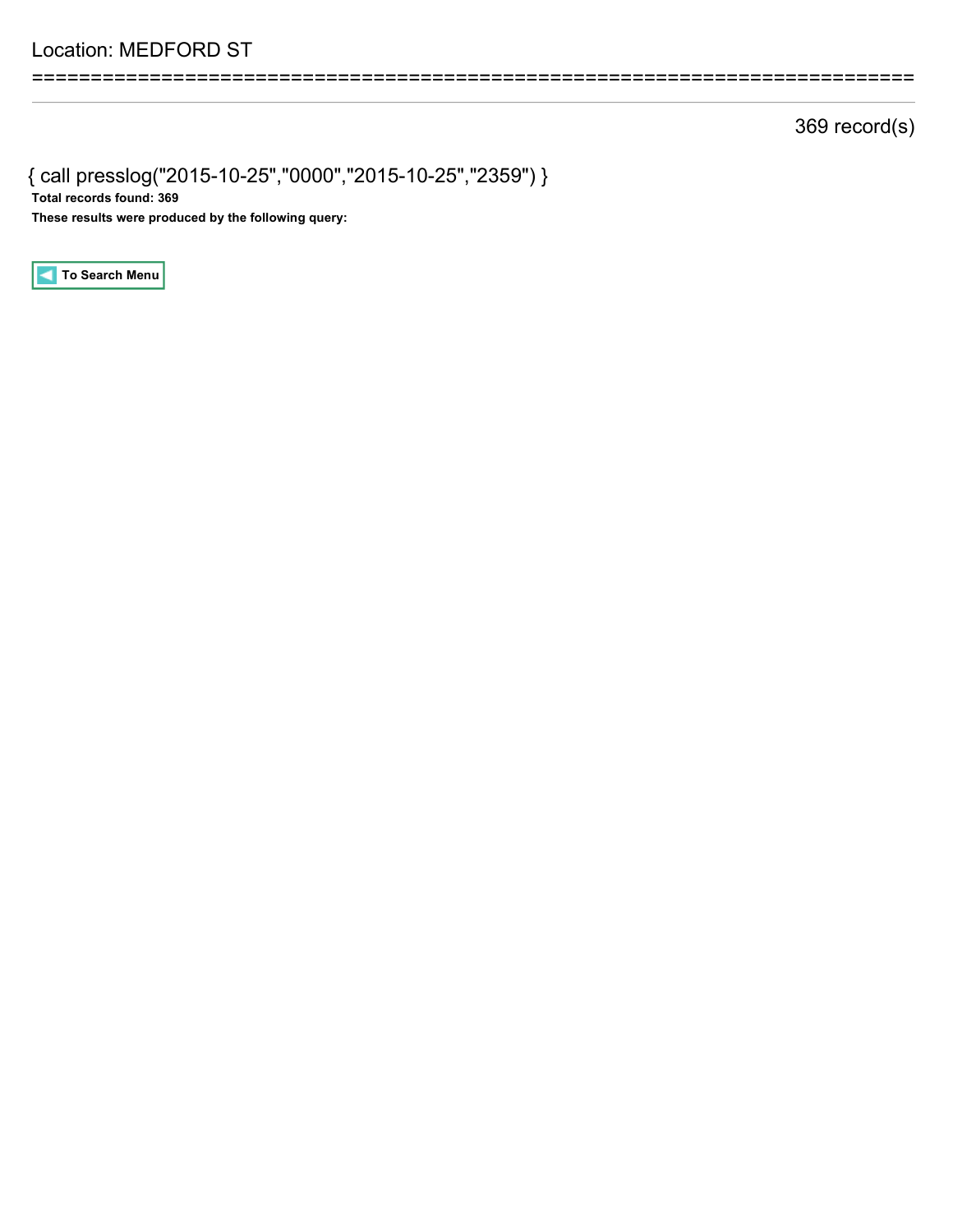Location: MEDFORD ST

==========================================================================

---

369 record(s)

{ call presslog("2015-10-25","0000","2015-10-25","2359") }

**Total records found: 369**

**These results were produced by the following query:**

**To Search Menu**